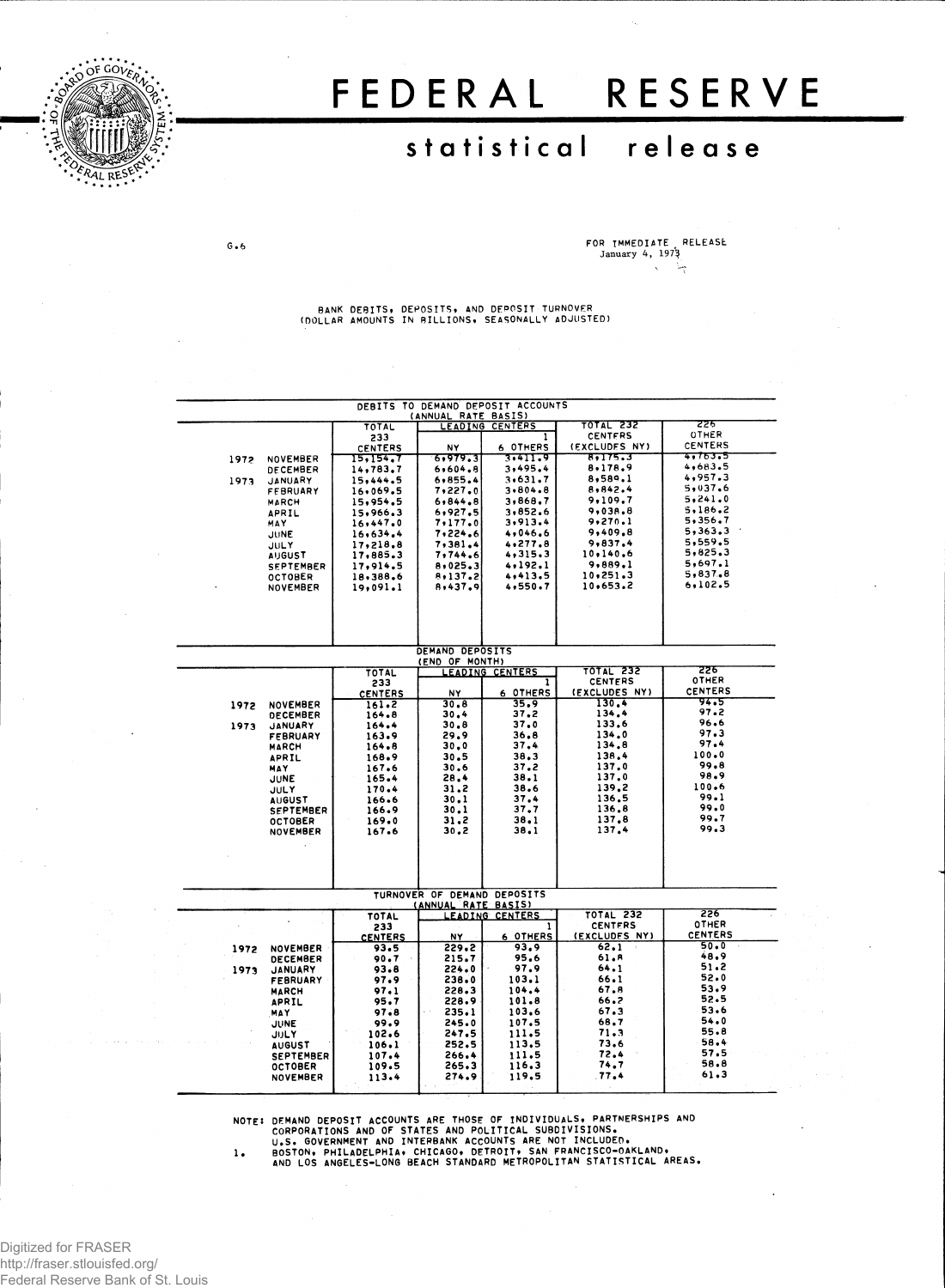# FEDERAL RESERVE

## statistical release

G.6

FOR IMMEDIATE RELEASE
January 4, 1973

BANK DEBITS, DEPOSITS, AND DEPOSIT TURNOVER
(DOLLAR AMOUNTS IN BILLIONS, SEASONALLY ADJUSTED)

| | | DEBITS TO DEMAND DEPOSIT ACCOUNTS (ANNUAL RATE BASIS) | | | | |
|---|---|---|---|---|---|---|
| | | TOTAL 233 CENTERS | LEADING CENTERS | | TOTAL 232 CENTERS (EXCLUDES NY) | 226 OTHER CENTERS |
| | | | NY | 6 OTHERS [1] | | |
| 1972 | NOVEMBER | 15,154.7 | 6,979.3 | 3,411.9 | 8,175.3 | 4,763.5 |
| | DECEMBER | 14,783.7 | 6,604.8 | 3,495.4 | 8,178.9 | 4,683.5 |
| 1973 | JANUARY | 15,444.5 | 6,855.4 | 3,631.7 | 8,589.1 | 4,957.3 |
| | FEBRUARY | 16,069.5 | 7,227.0 | 3,804.8 | 8,842.4 | 5,037.6 |
| | MARCH | 15,954.5 | 6,844.8 | 3,868.7 | 9,109.7 | 5,241.0 |
| | APRIL | 15,966.3 | 6,927.5 | 3,852.6 | 9,038.8 | 5,186.2 |
| | MAY | 16,447.0 | 7,177.0 | 3,913.4 | 9,270.1 | 5,356.7 |
| | JUNE | 16,634.4 | 7,224.6 | 4,046.6 | 9,409.8 | 5,363.3 |
| | JULY | 17,218.8 | 7,381.4 | 4,277.8 | 9,837.4 | 5,559.5 |
| | AUGUST | 17,885.3 | 7,744.6 | 4,315.3 | 10,140.6 | 5,825.3 |
| | SEPTEMBER | 17,914.5 | 8,025.3 | 4,192.1 | 9,889.1 | 5,697.1 |
| | OCTOBER | 18,388.6 | 8,137.2 | 4,413.5 | 10,251.3 | 5,837.8 |
| | NOVEMBER | 19,091.1 | 8,437.9 | 4,550.7 | 10,653.2 | 6,102.5 |

| | | DEMAND DEPOSITS (END OF MONTH) | | | | |
|---|---|---|---|---|---|---|
| | | TOTAL 233 CENTERS | LEADING CENTERS | | TOTAL 232 CENTERS (EXCLUDES NY) | 226 OTHER CENTERS |
| | | | NY | 6 OTHERS [1] | | |
| 1972 | NOVEMBER | 161.2 | 30.8 | 35.9 | 130.4 | 94.5 |
| | DECEMBER | 164.8 | 30.4 | 37.2 | 134.4 | 97.2 |
| 1973 | JANUARY | 164.4 | 30.8 | 37.0 | 133.6 | 96.6 |
| | FEBRUARY | 163.9 | 29.9 | 36.8 | 134.0 | 97.3 |
| | MARCH | 164.8 | 30.0 | 37.4 | 134.8 | 97.4 |
| | APRIL | 168.9 | 30.5 | 38.3 | 138.4 | 100.0 |
| | MAY | 167.6 | 30.6 | 37.2 | 137.0 | 99.8 |
| | JUNE | 165.4 | 28.4 | 38.1 | 137.0 | 98.9 |
| | JULY | 170.4 | 31.2 | 38.6 | 139.2 | 100.6 |
| | AUGUST | 166.6 | 30.1 | 37.4 | 136.5 | 99.1 |
| | SEPTEMBER | 166.9 | 30.1 | 37.7 | 136.8 | 99.0 |
| | OCTOBER | 169.0 | 31.2 | 38.1 | 137.8 | 99.7 |
| | NOVEMBER | 167.6 | 30.2 | 38.1 | 137.4 | 99.3 |

| | | TURNOVER OF DEMAND DEPOSITS (ANNUAL RATE BASIS) | | | | |
|---|---|---|---|---|---|---|
| | | TOTAL 233 CENTERS | LEADING CENTERS | | TOTAL 232 CENTERS (EXCLUDES NY) | 226 OTHER CENTERS |
| | | | NY | 6 OTHERS [1] | | |
| 1972 | NOVEMBER | 93.5 | 229.2 | 93.9 | 62.1 | 50.0 |
| | DECEMBER | 90.7 | 215.7 | 95.6 | 61.8 | 48.9 |
| 1973 | JANUARY | 93.8 | 224.0 | 97.9 | 64.1 | 51.2 |
| | FEBRUARY | 97.9 | 238.0 | 103.1 | 66.1 | 52.0 |
| | MARCH | 97.1 | 228.3 | 104.4 | 67.8 | 53.9 |
| | APRIL | 95.7 | 228.9 | 101.8 | 66.2 | 52.5 |
| | MAY | 97.8 | 235.1 | 103.6 | 67.3 | 53.6 |
| | JUNE | 99.9 | 245.0 | 107.5 | 68.7 | 54.0 |
| | JULY | 102.6 | 247.5 | 111.5 | 71.3 | 55.8 |
| | AUGUST | 106.1 | 252.5 | 113.5 | 73.6 | 58.4 |
| | SEPTEMBER | 107.4 | 266.4 | 111.5 | 72.4 | 57.5 |
| | OCTOBER | 109.5 | 265.3 | 116.3 | 74.7 | 58.8 |
| | NOVEMBER | 113.4 | 274.9 | 119.5 | 77.4 | 61.3 |

NOTE: DEMAND DEPOSIT ACCOUNTS ARE THOSE OF INDIVIDUALS, PARTNERSHIPS AND CORPORATIONS AND OF STATES AND POLITICAL SUBDIVISIONS. U.S. GOVERNMENT AND INTERBANK ACCOUNTS ARE NOT INCLUDED.

1. BOSTON, PHILADELPHIA, CHICAGO, DETROIT, SAN FRANCISCO-OAKLAND, AND LOS ANGELES-LONG BEACH STANDARD METROPOLITAN STATISTICAL AREAS.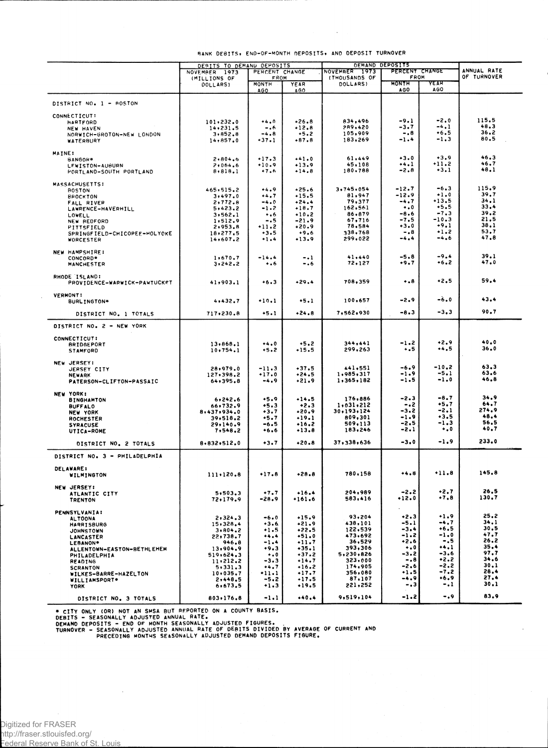BANK DEBITS, END-OF-MONTH DEPOSITS, AND DEPOSIT TURNOVER

| | DEBITS TO DEMAND DEPOSITS | | | DEMAND DEPOSITS | | | ANNUAL RATE OF TURNOVER |
|---|---|---|---|---|---|---|---|
| | NOVEMBER 1973 (MILLIONS OF DOLLARS) | PERCENT CHANGE FROM | | NOVEMBER 1973 (THOUSANDS OF DOLLARS) | PERCENT CHANGE FROM | | |
| | | MONTH AGO | YEAR AGO | | MONTH AGO | YEAR AGO | |
| **DISTRICT NO. 1 - BOSTON** | | | | | | | |
| CONNECTICUT: | | | | | | | |
| HARTFORD | 101,232.0 | +4.0 | +26.8 | 834,496 | -9.1 | -2.0 | 115.5 |
| NEW HAVEN | 14,231.5 | -.6 | +12.8 | 289,420 | -3.7 | -4.1 | 48.3 |
| NORWICH-GROTON-NEW LONDON | 3,852.8 | -4.8 | +5.2 | 105,909 | -.8 | +6.5 | 36.2 |
| WATERBURY | 14,857.0 | +37.1 | +87.8 | 183,269 | -1.4 | -1.3 | 80.5 |
| MAINE: | | | | | | | |
| BANGOR* | 2,804.6 | +17.3 | +41.0 | 61,449 | +3.0 | +3.9 | 46.3 |
| LEWISTON-AUBURN | 2,064.6 | +10.9 | +13.9 | 45,108 | +4.1 | +11.2 | 46.7 |
| PORTLAND-SOUTH PORTLAND | 8,818.1 | +7.6 | +14.8 | 180,788 | -2.8 | +3.1 | 48.1 |
| MASSACHUSETTS: | | | | | | | |
| BOSTON | 465,515.2 | +4.9 | +25.6 | 3,745,054 | -12.7 | -6.3 | 115.9 |
| BROCKTON | 3,497.0 | +4.7 | +15.5 | 81,947 | -12.9 | +1.0 | 39.7 |
| FALL RIVER | 2,772.8 | -4.0 | +24.4 | 79,377 | -4.7 | +13.5 | 34.1 |
| LAWRENCE-HAVERHILL | 5,423.2 | -1.2 | +18.7 | 162,561 | +.0 | +5.5 | 33.4 |
| LOWELL | 3,562.1 | +.6 | +10.2 | 86,879 | -8.6 | -7.3 | 39.2 |
| NEW BEDFORD | 1,512.9 | -.5 | -21.9 | 67,716 | -7.5 | -10.3 | 21.5 |
| PITTSFIELD | 2,953.8 | +11.2 | +20.9 | 78,584 | +3.0 | +9.1 | 38.1 |
| SPRINGFIELD-CHICOPEE-HOLYOKE | 18,277.5 | +3.5 | +9.6 | 338,768 | -.8 | +1.2 | 53.7 |
| WORCESTER | 14,607.2 | +1.4 | +13.9 | 299,022 | -4.4 | -4.6 | 47.8 |
| NEW HAMPSHIRE: | | | | | | | |
| CONCORD* | 1,670.7 | -14.4 | -.1 | 41,440 | -5.8 | -9.4 | 39.1 |
| MANCHESTER | 3,242.2 | +.6 | -.6 | 72,127 | +9.7 | +6.2 | 47.0 |
| RHODE ISLAND: | | | | | | | |
| PROVIDENCE-WARWICK-PAWTUCKET | 41,903.1 | +6.3 | +29.4 | 708,359 | +.8 | +2.5 | 59.4 |
| VERMONT: | | | | | | | |
| BURLINGTON* | 4,432.7 | +10.1 | +5.1 | 100,657 | -2.9 | -6.0 | 43.4 |
| DISTRICT NO. 1 TOTALS | 717,230.8 | +5.1 | +24.8 | 7,562,930 | -8.3 | -3.3 | 90.7 |
| **DISTRICT NO. 2 - NEW YORK** | | | | | | | |
| CONNECTICUT: | | | | | | | |
| BRIDGEPORT | 13,868.1 | +4.0 | +5.2 | 344,441 | -1.2 | +2.9 | 40.0 |
| STAMFORD | 10,754.1 | +5.2 | +15.5 | 299,263 | +.5 | +4.5 | 36.0 |
| NEW JERSEY: | | | | | | | |
| JERSEY CITY | 28,979.0 | -11.3 | +37.5 | 441,551 | -6.9 | -10.2 | 63.3 |
| NEWARK | 127,398.2 | +17.0 | +24.5 | 1,985,317 | -1.9 | -5.1 | 63.6 |
| PATERSON-CLIFTON-PASSAIC | 64,395.8 | -4.9 | +21.9 | 1,365,182 | -1.5 | -1.0 | 46.8 |
| NEW YORK: | | | | | | | |
| BINGHAMTON | 6,242.6 | +5.9 | +14.5 | 176,886 | -2.3 | -8.7 | 34.9 |
| BUFFALO | 66,732.9 | +5.3 | +2.3 | 1,031,212 | -.2 | +5.7 | 64.7 |
| NEW YORK | 8,437,934.0 | +3.7 | +20.9 | 30,193,124 | -3.2 | -2.1 | 274.9 |
| ROCHESTER | 39,518.2 | +5.7 | +19.1 | 809,301 | -1.9 | +3.5 | 48.4 |
| SYRACUSE | 29,140.9 | -6.5 | +16.2 | 509,113 | -2.5 | -1.3 | 56.5 |
| UTICA-ROME | 7,548.2 | +6.6 | +13.8 | 183,246 | -2.1 | +.0 | 40.7 |
| DISTRICT NO. 2 TOTALS | 8,832,512.0 | +3.7 | +20.8 | 37,338,636 | -3.0 | -1.9 | 233.0 |
| **DISTRICT NO. 3 - PHILADELPHIA** | | | | | | | |
| DELAWARE: | | | | | | | |
| WILMINGTON | 111,120.8 | +17.8 | +28.8 | 780,158 | +4.8 | +11.8 | 145.8 |
| NEW JERSEY: | | | | | | | |
| ATLANTIC CITY | 5,503.3 | +7.7 | +16.4 | 204,989 | -2.2 | +2.7 | 26.5 |
| TRENTON | 72,179.9 | -28.9 | +161.6 | 583,416 | +12.0 | +7.8 | 130.7 |
| PENNSYLVANIA: | | | | | | | |
| ALTOONA | 2,324.3 | -6.0 | +15.9 | 93,204 | +2.3 | +1.9 | 25.2 |
| HARRISBURG | 15,328.4 | +3.6 | +21.9 | 438,101 | -5.1 | -4.7 | 34.1 |
| JOHNSTOWN | 3,804.2 | +1.5 | +22.5 | 122,539 | -3.4 | +6.5 | 30.5 |
| LANCASTER | 22,738.7 | +4.4 | +51.0 | 473,692 | -1.2 | -1.0 | 47.7 |
| LEBANON* | 946.8 | -1.4 | +11.7 | 36,529 | +2.6 | -.5 | 26.2 |
| ALLENTOWN-EASTON-BETHLEHEM | 13,904.9 | +9.3 | +35.1 | 393,306 | +.0 | +4.1 | 35.4 |
| PHILADELPHIA | 519,624.3 | +.0 | +37.2 | 5,230,826 | -3.2 | -3.6 | 97.7 |
| READING | 11,212.2 | -3.3 | +14.7 | 323,000 | -.8 | +2.2 | 34.6 |
| SCRANTON | 5,331.3 | +4.7 | +16.2 | 174,905 | -2.6 | -2.2 | 30.1 |
| WILKES-BARRE-HAZELTON | 10,035.7 | +11.1 | +17.7 | 356,080 | +1.5 | -7.2 | 28.4 |
| WILLIAMSPORT* | 2,448.5 | -5.2 | +17.5 | 87,107 | -4.9 | +6.9 | 27.4 |
| YORK | 6,673.5 | +1.3 | +19.5 | 221,252 | -.3 | -.1 | 30.1 |
| DISTRICT NO. 3 TOTALS | 803,176.8 | -1.1 | +40.4 | 9,519,104 | -1.2 | -.9 | 83.9 |

\* CITY ONLY (OR) NOT AN SMSA BUT REPORTED ON A COUNTY BASIS.
DEBITS - SEASONALLY ADJUSTED ANNUAL RATE.
DEMAND DEPOSITS - END OF MONTH SEASONALLY ADJUSTED FIGURES.
TURNOVER - SEASONALLY ADJUSTED ANNUAL RATE OF DEBITS DIVIDED BY AVERAGE OF CURRENT AND PRECEDING MONTHS SEASONALLY ADJUSTED DEMAND DEPOSITS FIGURE.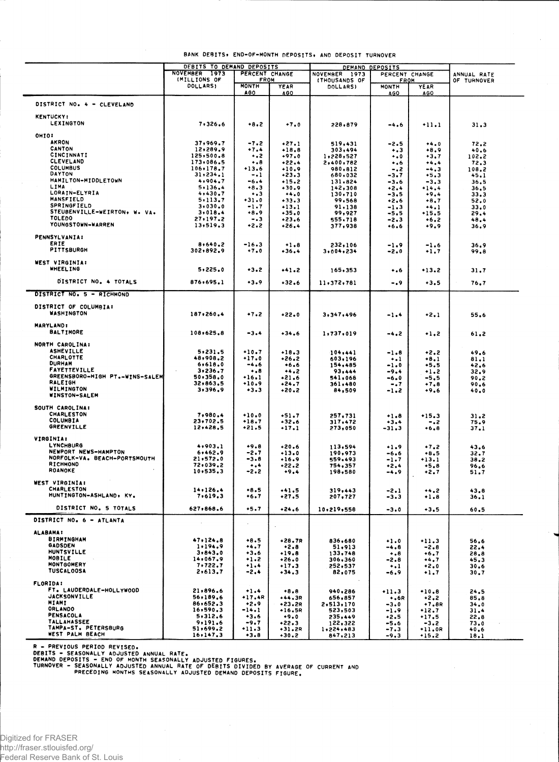BANK DEBITS, END-OF-MONTH DEPOSITS, AND DEPOSIT TURNOVER

| | DEBITS TO DEMAND DEPOSITS | | | DEMAND DEPOSITS | | | ANNUAL RATE OF TURNOVER |
|---|---|---|---|---|---|---|---|
| | NOVEMBER 1973 (MILLIONS OF DOLLARS) | PERCENT CHANGE FROM | | NOVEMBER 1973 (THOUSANDS OF DOLLARS) | PERCENT CHANGE FROM | | |
| | | MONTH AGO | YEAR AGO | | MONTH AGO | YEAR AGO | |
| **DISTRICT NO. 4 - CLEVELAND** | | | | | | | |
| KENTUCKY: | | | | | | | |
| LEXINGTON | 7,326.6 | +8.2 | +7.0 | 228,879 | -4.6 | +11.1 | 31.3 |
| OHIO: | | | | | | | |
| AKRON | 37,969.7 | -7.2 | +27.1 | 519,431 | -2.5 | +4.0 | 72.2 |
| CANTON | 12,289.9 | +7.4 | +18.8 | 303,494 | +.3 | +8.9 | 40.6 |
| CINCINNATI | 125,500.8 | +.2 | +97.0 | 1,228,527 | +.0 | +3.7 | 102.2 |
| CLEVELAND | 173,086.5 | +.8 | +22.4 | 2,400,782 | +.6 | +4.4 | 72.3 |
| COLUMBUS | 106,178.7 | +13.6 | +10.9 | 980,812 | -.2 | -4.3 | 108.2 |
| DAYTON | 31,234.1 | -.1 | +23.3 | 680,032 | -3.7 | +5.3 | 45.1 |
| HAMILTON-MIDDLETOWN | 4,904.7 | -6.4 | +15.2 | 131,824 | -3.6 | -3.3 | 36.5 |
| LIMA | 5,136.4 | +8.3 | +30.9 | 142,308 | +2.4 | +14.4 | 36.5 |
| LORAIN-ELYRIA | 4,430.7 | +.3 | +4.0 | 130,710 | -3.5 | +9.4 | 33.3 |
| MANSFIELD | 5,113.7 | +31.0 | +33.3 | 99,568 | +2.6 | +8.7 | 52.0 |
| SPRINGFIELD | 3,030.0 | -1.7 | +13.1 | 91,138 | -1.3 | +4.1 | 33.0 |
| STEUBENVILLE-WEIRTON, W. VA. | 3,018.4 | +8.9 | +35.0 | 99,927 | -5.5 | +15.5 | 29.4 |
| TOLEDO | 27,197.2 | -.3 | +23.6 | 555,718 | -2.3 | +6.2 | 48.4 |
| YOUNGSTOWN-WARREN | 13,519.3 | +2.2 | +26.4 | 377,938 | +6.6 | +9.9 | 36.9 |
| PENNSYLVANIA: | | | | | | | |
| ERIE | 8,640.2 | -16.3 | +1.8 | 232,106 | -1.9 | -1.6 | 36.9 |
| PITTSBURGH | 302,892.9 | +7.0 | +36.4 | 3,004,234 | -2.0 | +1.7 | 99.8 |
| WEST VIRGINIA: | | | | | | | |
| WHEELING | 5,225.0 | +3.2 | +41.2 | 165,353 | +.6 | +13.2 | 31.7 |
| DISTRICT NO. 4 TOTALS | 876,695.1 | +3.9 | +32.6 | 11,372,781 | -.9 | +3.5 | 76.7 |
| **DISTRICT NO. 5 - RICHMOND** | | | | | | | |
| DISTRICT OF COLUMBIA: | | | | | | | |
| WASHINGTON | 187,260.4 | +7.2 | +22.0 | 3,347,496 | -1.4 | +2.1 | 55.6 |
| MARYLAND: | | | | | | | |
| BALTIMORE | 108,625.8 | -3.4 | +34.6 | 1,737,019 | -4.2 | +1.2 | 61.2 |
| NORTH CAROLINA: | | | | | | | |
| ASHEVILLE | 5,231.5 | +10.7 | +18.3 | 104,441 | -1.8 | +2.2 | 49.6 |
| CHARLOTTE | 48,908.2 | +17.0 | +26.2 | 603,196 | +.1 | +8.1 | 81.1 |
| DURHAM | 6,618.0 | -4.6 | +6.6 | 154,485 | -1.0 | +5.5 | 42.6 |
| FAYETTEVILLE | 3,236.7 | +.8 | +4.2 | 93,444 | -9.4 | +1.2 | 32.9 |
| GREENSBORO-HIGH PT.-WINS-SALEM | 50,358.0 | +16.1 | +21.6 | 541,068 | -6.0 | -5.5 | 90.2 |
| RALEIGH | 32,863.5 | +10.9 | +24.7 | 361,480 | -.7 | +7.8 | 90.6 |
| WILMINGTON | 3,396.9 | +3.3 | +20.2 | 84,509 | -1.2 | +9.6 | 40.0 |
| WINSTON-SALEM | | | | | | | |
| SOUTH CAROLINA: | | | | | | | |
| CHARLESTON | 7,980.4 | +10.0 | +51.7 | 257,731 | +1.8 | +15.3 | 31.2 |
| COLUMBIA | 23,702.5 | +18.7 | +32.6 | 317,472 | +3.4 | -.2 | 75.9 |
| GREENVILLE | 12,428.5 | +21.5 | +17.1 | 273,050 | -31.3 | +6.8 | 37.1 |
| VIRGINIA: | | | | | | | |
| LYNCHBURG | 4,903.1 | +9.8 | +20.6 | 113,594 | +1.9 | +7.2 | 43.6 |
| NEWPORT NEWS-HAMPTON | 6,462.9 | -2.7 | +13.0 | 190,973 | -6.6 | +8.5 | 32.7 |
| NORFOLK-VA. BEACH-PORTSMOUTH | 21,572.0 | -3.8 | +16.9 | 559,493 | -1.7 | +13.1 | 38.2 |
| RICHMOND | 72,039.2 | +.4 | +22.2 | 754,357 | +2.4 | +5.8 | 96.6 |
| ROANOKE | 10,535.3 | -2.2 | +9.4 | 198,580 | -4.9 | +2.7 | 51.7 |
| WEST VIRGINIA: | | | | | | | |
| CHARLESTON | 14,126.4 | +8.5 | +41.5 | 319,443 | -2.1 | +4.2 | 43.8 |
| HUNTINGTON-ASHLAND, KY. | 7,619.3 | +6.7 | +27.5 | 207,727 | -3.3 | +1.8 | 36.1 |
| DISTRICT NO. 5 TOTALS | 627,868.6 | +5.7 | +24.6 | 10,219,558 | -3.0 | +3.5 | 60.5 |
| **DISTRICT NO. 6 - ATLANTA** | | | | | | | |
| ALABAMA: | | | | | | | |
| BIRMINGHAM | 47,124.8 | +8.5 | +28.7R | 836,680 | +1.0 | +11.3 | 56.6 |
| GADSDEN | 1,194.9 | +4.7 | +2.8 | 51,913 | -4.8 | -2.8 | 22.4 |
| HUNTSVILLE | 3,843.0 | +3.6 | +19.8 | 133,748 | +.8 | +6.7 | 28.8 |
| MOBILE | 14,067.9 | +1.2 | +26.0 | 306,360 | -2.8 | +4.7 | 45.3 |
| MONTGOMERY | 7,722.7 | +1.4 | +17.3 | 252,537 | +.1 | +2.0 | 30.6 |
| TUSCALOOSA | 2,613.7 | -2.4 | +34.3 | 82,075 | -6.9 | +1.7 | 30.7 |
| FLORIDA: | | | | | | | |
| FT. LAUDERDALE-HOLLYWOOD | 21,896.6 | +1.4 | +8.8 | 940,286 | +11.3 | +10.8 | 24.5 |
| JACKSONVILLE | 56,189.6 | +17.4R | +44.3R | 656,857 | +.6R | +2.2 | 85.8 |
| MIAMI | 86,652.3 | +2.9 | +23.2R | 2,513,170 | -3.0 | +7.8R | 34.0 |
| ORLANDO | 16,590.3 | -14.1 | +16.5R | 523,503 | -1.9 | +12.7 | 31.4 |
| PENSACOLA | 5,312.6 | +3.6 | +9.0 | 235,449 | +2.5 | +17.5 | 22.8 |
| TALLAHASSEE | 9,191.6 | -9.7 | +22.3 | 122,322 | -5.6 | -3.2 | 73.0 |
| TAMPA-ST. PETERSBURG | 51,699.2 | +11.3 | +31.2R | 1,224,483 | -7.3 | +11.0R | 40.6 |
| WEST PALM BEACH | 16,147.3 | +3.8 | +30.2 | 847,213 | -9.3 | +15.2 | 18.1 |

R - PREVIOUS PERIOD REVISED.
DEBITS - SEASONALLY ADJUSTED ANNUAL RATE.
DEMAND DEPOSITS - END OF MONTH SEASONALLY ADJUSTED FIGURES.
TURNOVER - SEASONALLY ADJUSTED ANNUAL RATE OF DEBITS DIVIDED BY AVERAGE OF CURRENT AND PRECEDING MONTHS SEASONALLY ADJUSTED DEMAND DEPOSITS FIGURE.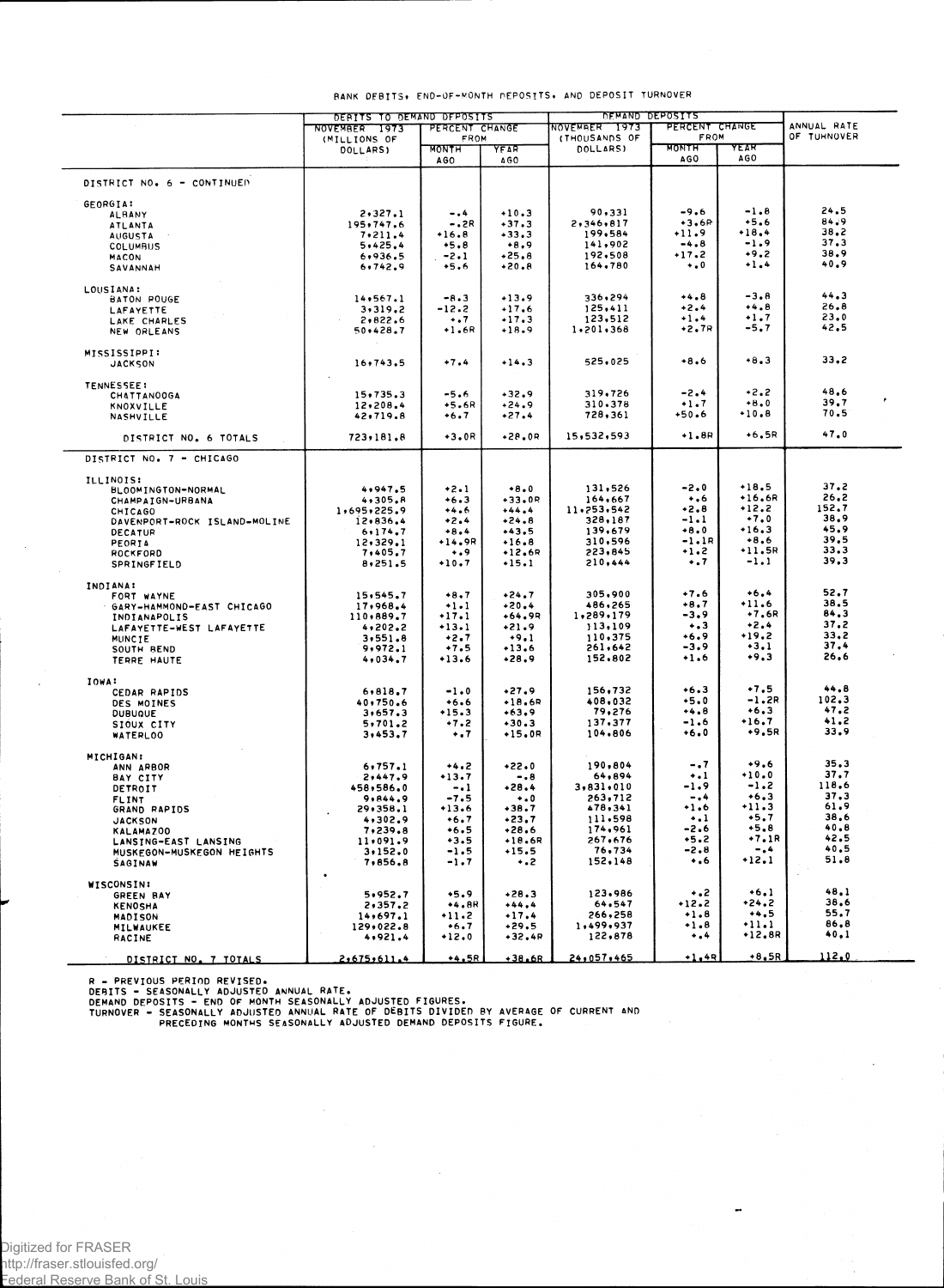BANK DEBITS, END-OF-MONTH DEPOSITS, AND DEPOSIT TURNOVER

| | DEBITS TO DEMAND DEPOSITS | | | DEMAND DEPOSITS | | | ANNUAL RATE OF TURNOVER |
|---|---|---|---|---|---|---|---|
| | NOVEMBER 1973 (MILLIONS OF DOLLARS) | PERCENT CHANGE FROM | | NOVEMBER 1973 (THOUSANDS OF DOLLARS) | PERCENT CHANGE FROM | | |
| | | MONTH AGO | YEAR AGO | | MONTH AGO | YEAR AGO | |
| DISTRICT NO. 6 - CONTINUED | | | | | | | |
| GEORGIA: | | | | | | | |
| ALBANY | 2,327.1 | -.4 | +10.3 | 90,331 | -9.6 | -1.8 | 24.5 |
| ATLANTA | 195,747.6 | -.2R | +37.3 | 2,346,817 | +3.6R | +5.6 | 84.9 |
| AUGUSTA | 7,211.4 | +16.8 | +33.3 | 199,584 | +11.9 | +18.4 | 38.2 |
| COLUMBUS | 5,425.4 | +5.8 | +8.9 | 141,902 | -4.8 | -1.9 | 37.3 |
| MACON | 6,936.5 | -2.1 | +25.8 | 192,508 | +17.2 | +9.2 | 38.9 |
| SAVANNAH | 6,742.9 | +5.6 | +20.8 | 164,780 | +.0 | +1.4 | 40.9 |
| LOUSIANA: | | | | | | | |
| BATON ROUGE | 14,567.1 | -8.3 | +13.9 | 336,294 | +4.8 | -3.8 | 44.3 |
| LAFAYETTE | 3,319.2 | -12.2 | +17.6 | 125,411 | +2.4 | +4.8 | 26.8 |
| LAKE CHARLES | 2,822.6 | +.7 | +17.3 | 123,512 | +1.4 | +1.7 | 23.0 |
| NEW ORLEANS | 50,428.7 | +1.6R | +18.9 | 1,201,368 | +2.7R | -5.7 | 42.5 |
| MISSISSIPPI: | | | | | | | |
| JACKSON | 16,743.5 | +7.4 | +14.3 | 525,025 | +8.6 | +8.3 | 33.2 |
| TENNESSEE: | | | | | | | |
| CHATTANOOGA | 15,735.3 | -5.6 | +32.9 | 319,726 | -2.4 | +2.2 | 48.6 |
| KNOXVILLE | 12,208.4 | +5.6R | +24.9 | 310,378 | +1.7 | +8.0 | 39.7 |
| NASHVILLE | 42,719.8 | +6.7 | +27.4 | 728,361 | +50.6 | +10.8 | 70.5 |
| DISTRICT NO. 6 TOTALS | 723,181.8 | +3.0R | +28.0R | 15,532,593 | +1.8R | +6.5R | 47.0 |
| DISTRICT NO. 7 - CHICAGO | | | | | | | |
| ILLINOIS: | | | | | | | |
| BLOOMINGTON-NORMAL | 4,947.5 | +2.1 | +8.0 | 131,526 | -2.0 | +18.5 | 37.2 |
| CHAMPAIGN-URBANA | 4,305.8 | +6.3 | +33.0R | 164,667 | +.6 | +16.6R | 26.2 |
| CHICAGO | 1,695,225.9 | +4.6 | +44.4 | 11,253,542 | +2.8 | +12.2 | 152.7 |
| DAVENPORT-ROCK ISLAND-MOLINE | 12,836.4 | +2.4 | +24.8 | 328,187 | -1.1 | +7.0 | 38.9 |
| DECATUR | 6,174.7 | +8.4 | +43.5 | 139,679 | +8.0 | +16.3 | 45.9 |
| PEORIA | 12,329.1 | +14.9R | +16.8 | 310,596 | -1.1R | +8.6 | 39.5 |
| ROCKFORD | 7,405.7 | +.9 | +12.6R | 223,845 | +1.2 | +11.5R | 33.3 |
| SPRINGFIELD | 8,251.5 | +10.7 | +15.1 | 210,444 | +.7 | -1.1 | 39.3 |
| INDIANA: | | | | | | | |
| FORT WAYNE | 15,545.7 | +8.7 | +24.7 | 305,900 | +7.6 | +6.4 | 52.7 |
| GARY-HAMMOND-EAST CHICAGO | 17,968.4 | +1.1 | +20.4 | 486,265 | +8.7 | +11.6 | 38.5 |
| INDIANAPOLIS | 110,889.7 | +17.1 | +64.9R | 1,289,179 | -3.9 | +7.6R | 84.3 |
| LAFAYETTE-WEST LAFAYETTE | 4,202.2 | +13.1 | +21.9 | 113,109 | +.3 | +2.4 | 37.2 |
| MUNCIE | 3,551.8 | +2.7 | +9.1 | 110,375 | +6.9 | +19.2 | 33.2 |
| SOUTH BEND | 9,972.1 | +7.5 | +13.6 | 261,642 | -3.9 | +3.1 | 37.4 |
| TERRE HAUTE | 4,034.7 | +13.6 | +28.9 | 152,802 | +1.6 | +9.3 | 26.6 |
| IOWA: | | | | | | | |
| CEDAR RAPIDS | 6,818.7 | -1.0 | +27.9 | 156,732 | +6.3 | +7.5 | 44.8 |
| DES MOINES | 40,750.6 | +6.6 | +18.6R | 408,032 | +5.0 | -1.2R | 102.3 |
| DUBUQUE | 3,657.3 | +15.3 | +63.9 | 79,276 | +4.8 | +6.3 | 47.2 |
| SIOUX CITY | 5,701.2 | +7.2 | +30.3 | 137,377 | -1.6 | +16.7 | 41.2 |
| WATERLOO | 3,453.7 | +.7 | +15.0R | 104,806 | +6.0 | +9.5R | 33.9 |
| MICHIGAN: | | | | | | | |
| ANN ARBOR | 6,757.1 | +4.2 | +22.0 | 190,804 | -.7 | +9.6 | 35.3 |
| BAY CITY | 2,447.9 | +13.7 | -.8 | 64,894 | +.1 | +10.0 | 37.7 |
| DETROIT | 458,586.0 | -.1 | +28.4 | 3,831,010 | -1.9 | -1.2 | 118.6 |
| FLINT | 9,844.9 | -7.5 | +.0 | 263,712 | -.4 | +6.3 | 37.3 |
| GRAND RAPIDS | 29,358.1 | +13.6 | +38.7 | 478,341 | +1.6 | +11.3 | 61.9 |
| JACKSON | 4,302.9 | +6.7 | +23.7 | 111,598 | +.1 | +5.7 | 38.6 |
| KALAMAZOO | 7,239.8 | +6.5 | +28.6 | 174,961 | -2.6 | +5.8 | 40.8 |
| LANSING-EAST LANSING | 11,091.9 | +3.5 | +18.6R | 267,676 | +5.2 | +7.1R | 42.5 |
| MUSKEGON-MUSKEGON HEIGHTS | 3,152.0 | -1.5 | +15.5 | 76,734 | -2.8 | -.4 | 40.5 |
| SAGINAW | 7,856.8 | -1.7 | +.2 | 152,148 | +.6 | +12.1 | 51.8 |
| WISCONSIN: | | | | | | | |
| GREEN BAY | 5,952.7 | +5.9 | +28.3 | 123,986 | +.2 | +6.1 | 48.1 |
| KENOSHA | 2,357.2 | +4.8R | +44.4 | 64,547 | +12.2 | +24.2 | 38.6 |
| MADISON | 14,697.1 | +11.2 | +17.4 | 266,258 | +1.8 | +4.5 | 55.7 |
| MILWAUKEE | 129,022.8 | +6.7 | +29.5 | 1,499,937 | +1.8 | +11.1 | 86.8 |
| RACINE | 4,921.4 | +12.0 | +32.4R | 122,878 | +.4 | +12.8R | 40.1 |
| DISTRICT NO. 7 TOTALS | 2,675,611.4 | +4.5R | +38.6R | 24,057,465 | +1.4R | +8.5R | 112.0 |

R - PREVIOUS PERIOD REVISED.
DEBITS - SEASONALLY ADJUSTED ANNUAL RATE.
DEMAND DEPOSITS - END OF MONTH SEASONALLY ADJUSTED FIGURES.
TURNOVER - SEASONALLY ADJUSTED ANNUAL RATE OF DEBITS DIVIDED BY AVERAGE OF CURRENT AND PRECEDING MONTHS SEASONALLY ADJUSTED DEMAND DEPOSITS FIGURE.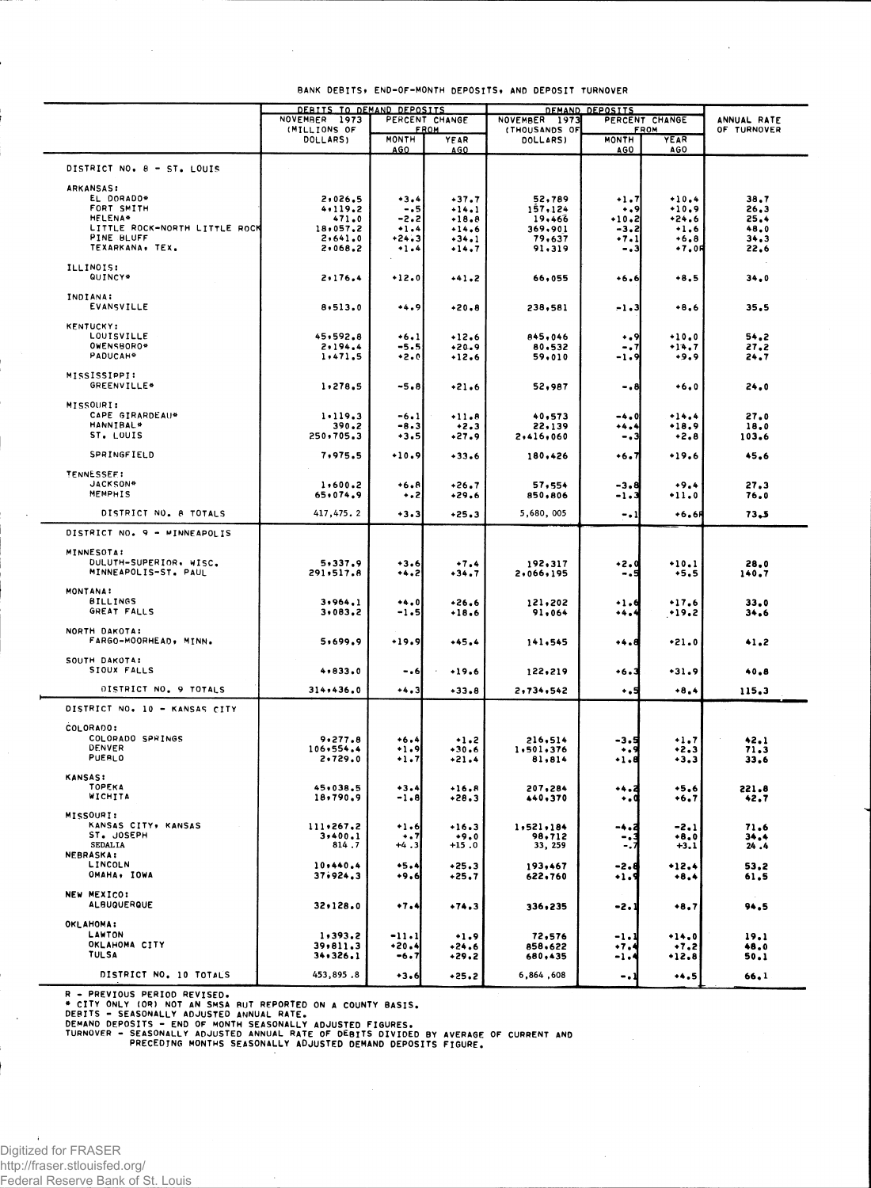BANK DEBITS, END-OF-MONTH DEPOSITS, AND DEPOSIT TURNOVER

| | DEBITS TO DEMAND DEPOSITS | | | DEMAND DEPOSITS | | | ANNUAL RATE OF TURNOVER |
|---|---|---|---|---|---|---|---|
| | NOVEMBER 1973 (MILLIONS OF DOLLARS) | PERCENT CHANGE FROM | | NOVEMBER 1973 (THOUSANDS OF DOLLARS) | PERCENT CHANGE FROM | | |
| | | MONTH AGO | YEAR AGO | | MONTH AGO | YEAR AGO | |
| DISTRICT NO. 8 - ST. LOUIS | | | | | | | |
| ARKANSAS: | | | | | | | |
| EL DORADO* | 2,026.5 | +3.4 | +37.7 | 52,789 | +1.7 | +10.4 | 38.7 |
| FORT SMITH | 4,119.2 | -.5 | +14.1 | 157,124 | +.9 | +10.9 | 26.3 |
| HELENA* | 471.0 | -2.2 | +18.8 | 19,466 | +10.2 | +24.6 | 25.4 |
| LITTLE ROCK-NORTH LITTLE ROCK | 18,057.2 | +1.4 | +14.6 | 369,901 | -3.2 | +1.6 | 48.0 |
| PINE BLUFF | 2,641.0 | +24.3 | +34.1 | 79,637 | +7.1 | +6.8 | 34.3 |
| TEXARKANA, TEX. | 2,068.2 | +1.4 | +14.7 | 91,319 | -.3 | +7.0R | 22.6 |
| ILLINOIS: | | | | | | | |
| QUINCY* | 2,176.4 | +12.0 | +41.2 | 66,055 | +6.6 | +8.5 | 34.0 |
| INDIANA: | | | | | | | |
| EVANSVILLE | 8,513.0 | +4.9 | +20.8 | 238,581 | -1.3 | +8.6 | 35.5 |
| KENTUCKY: | | | | | | | |
| LOUISVILLE | 45,592.8 | +6.1 | +12.6 | 845,046 | +.9 | +10.0 | 54.2 |
| OWENSBORO* | 2,194.4 | -5.5 | +20.9 | 80,532 | -.7 | +14.7 | 27.2 |
| PADUCAH* | 1,471.5 | +2.0 | +12.6 | 59,010 | -1.9 | +9.9 | 24.7 |
| MISSISSIPPI: | | | | | | | |
| GREENVILLE* | 1,278.5 | -5.8 | +21.6 | 52,987 | -.8 | +6.0 | 24.0 |
| MISSOURI: | | | | | | | |
| CAPE GIRARDEAU* | 1,119.3 | -6.1 | +11.8 | 40,573 | -4.0 | +14.4 | 27.0 |
| HANNIBAL* | 390.2 | -8.3 | +2.3 | 22,139 | +4.4 | +18.9 | 18.0 |
| ST. LOUIS | 250,705.3 | +3.5 | +27.9 | 2,416,060 | -.3 | +2.8 | 103.6 |
| SPRINGFIELD | 7,975.5 | +10.9 | +33.6 | 180,426 | +6.7 | +19.6 | 45.6 |
| TENNESSEE: | | | | | | | |
| JACKSON* | 1,600.2 | +6.8 | +26.7 | 57,554 | -3.8 | +9.4 | 27.3 |
| MEMPHIS | 65,074.9 | +.2 | +29.6 | 850,806 | -1.3 | +11.0 | 76.0 |
| DISTRICT NO. 8 TOTALS | 417,475.2 | +3.3 | +25.3 | 5,680,005 | -.1 | +6.6R | 73.5 |
| DISTRICT NO. 9 - MINNEAPOLIS | | | | | | | |
| MINNESOTA: | | | | | | | |
| DULUTH-SUPERIOR, WISC. | 5,337.9 | +3.6 | +7.4 | 192,317 | +2.0 | +10.1 | 28.0 |
| MINNEAPOLIS-ST. PAUL | 291,517.8 | +4.2 | +34.7 | 2,066,195 | -.5 | +5.5 | 140.7 |
| MONTANA: | | | | | | | |
| BILLINGS | 3,964.1 | +4.0 | +26.6 | 121,202 | +1.6 | +17.6 | 33.0 |
| GREAT FALLS | 3,083.2 | -1.5 | +18.6 | 91,064 | +4.4 | +19.2 | 34.6 |
| NORTH DAKOTA: | | | | | | | |
| FARGO-MOORHEAD, MINN. | 5,699.9 | +19.9 | +45.4 | 141,545 | +4.8 | +21.0 | 41.2 |
| SOUTH DAKOTA: | | | | | | | |
| SIOUX FALLS | 4,833.0 | -.6 | +19.6 | 122,219 | +6.3 | +31.9 | 40.8 |
| DISTRICT NO. 9 TOTALS | 314,436.0 | +4.3 | +33.8 | 2,734,542 | +.5 | +8.4 | 115.3 |
| DISTRICT NO. 10 - KANSAS CITY | | | | | | | |
| COLORADO: | | | | | | | |
| COLORADO SPRINGS | 9,277.8 | +6.4 | +1.2 | 216,514 | -3.5 | +1.7 | 42.1 |
| DENVER | 106,554.4 | +1.9 | +30.6 | 1,501,376 | +.9 | +2.3 | 71.3 |
| PUEBLO | 2,729.0 | +1.7 | +21.4 | 81,814 | +1.8 | +3.3 | 33.6 |
| KANSAS: | | | | | | | |
| TOPEKA | 45,038.5 | +3.4 | +16.8 | 207,284 | +4.2 | +5.6 | 221.8 |
| WICHITA | 18,790.9 | -1.8 | +28.3 | 440,370 | +.0 | +6.7 | 42.7 |
| MISSOURI: | | | | | | | |
| KANSAS CITY, KANSAS | 111,267.2 | +1.6 | +16.3 | 1,521,184 | -4.2 | -2.1 | 71.6 |
| ST. JOSEPH | 3,400.1 | +.7 | +9.0 | 98,712 | -.3 | +8.0 | 34.4 |
| SEDALIA | 814.7 | +4.3 | +15.0 | 33,259 | -.7 | +3.1 | 24.4 |
| NEBRASKA: | | | | | | | |
| LINCOLN | 10,440.4 | +5.4 | +25.3 | 193,467 | -2.8 | +12.4 | 53.2 |
| OMAHA, IOWA | 37,924.3 | +9.6 | +25.7 | 622,760 | +1.9 | +8.4 | 61.5 |
| NEW MEXICO: | | | | | | | |
| ALBUQUERQUE | 32,128.0 | +7.4 | +74.3 | 336,235 | -2.1 | +8.7 | 94.5 |
| OKLAHOMA: | | | | | | | |
| LAWTON | 1,393.2 | -11.1 | +1.9 | 72,576 | -1.1 | +14.0 | 19.1 |
| OKLAHOMA CITY | 39,811.3 | +20.4 | +24.6 | 858,622 | +7.4 | +7.2 | 48.0 |
| TULSA | 34,326.1 | -6.7 | +29.2 | 680,435 | -1.4 | +12.8 | 50.1 |
| DISTRICT NO. 10 TOTALS | 453,895.8 | +3.6 | +25.2 | 6,864,608 | -.1 | +4.5 | 66.1 |

R - PREVIOUS PERIOD REVISED.
* CITY ONLY (OR) NOT AN SMSA BUT REPORTED ON A COUNTY BASIS.
DEBITS - SEASONALLY ADJUSTED ANNUAL RATE.
DEMAND DEPOSITS - END OF MONTH SEASONALLY ADJUSTED FIGURES.
TURNOVER - SEASONALLY ADJUSTED ANNUAL RATE OF DEBITS DIVIDED BY AVERAGE OF CURRENT AND PRECEDING MONTHS SEASONALLY ADJUSTED DEMAND DEPOSITS FIGURE.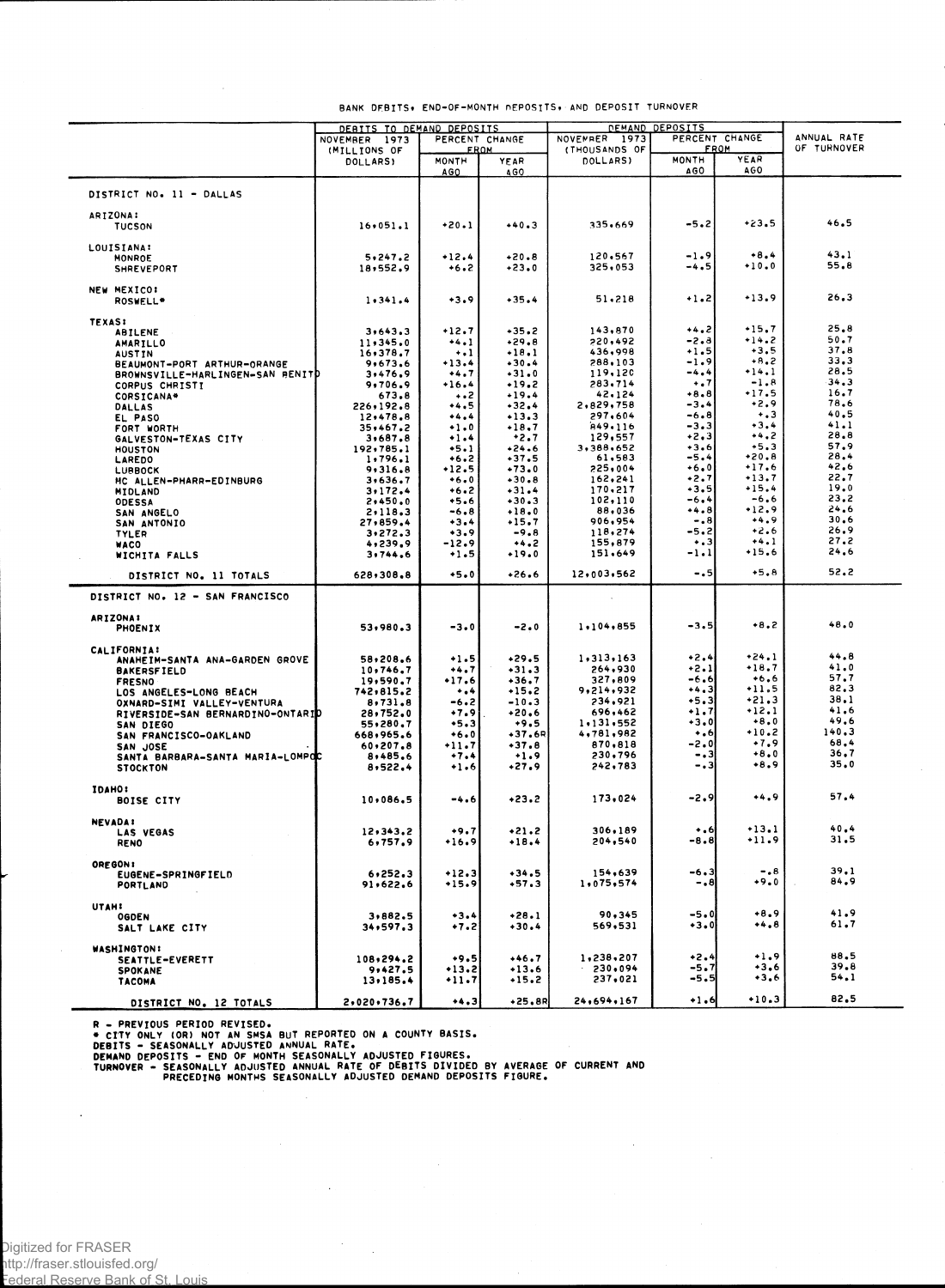BANK DEBITS, END-OF-MONTH DEPOSITS, AND DEPOSIT TURNOVER

| | DEBITS TO DEMAND DEPOSITS | | | DEMAND DEPOSITS | | | ANNUAL RATE OF TURNOVER |
|---|---|---|---|---|---|---|---|
| | NOVEMBER 1973 (MILLIONS OF DOLLARS) | PERCENT CHANGE FROM | | NOVEMBER 1973 (THOUSANDS OF DOLLARS) | PERCENT CHANGE FROM | | |
| | | MONTH AGO | YEAR AGO | | MONTH AGO | YEAR AGO | |
| DISTRICT NO. 11 - DALLAS | | | | | | | |
| ARIZONA: | | | | | | | |
| TUCSON | 16,051.1 | +20.1 | +40.3 | 335,669 | -5.2 | +23.5 | 46.5 |
| LOUISIANA: | | | | | | | |
| MONROE | 5,247.2 | +12.4 | +20.8 | 120,567 | -1.9 | +8.4 | 43.1 |
| SHREVEPORT | 18,552.9 | +6.2 | +23.0 | 325,053 | -4.5 | +10.0 | 55.8 |
| NEW MEXICO: | | | | | | | |
| ROSWELL* | 1,341.4 | +3.9 | +35.4 | 51,218 | +1.2 | +13.9 | 26.3 |
| TEXAS: | | | | | | | |
| ABILENE | 3,643.3 | +12.7 | +35.2 | 143,870 | +4.2 | +15.7 | 25.8 |
| AMARILLO | 11,345.0 | +4.1 | +29.8 | 220,492 | -2.8 | +14.2 | 50.7 |
| AUSTIN | 16,378.7 | +.1 | +18.1 | 436,998 | +1.5 | +3.5 | 37.8 |
| BEAUMONT-PORT ARTHUR-ORANGE | 9,673.6 | +13.4 | +30.4 | 288,103 | -1.9 | +8.2 | 33.3 |
| BROWNSVILLE-HARLINGEN-SAN BENITO | 3,476.9 | +4.7 | +31.0 | 119,120 | -4.4 | +14.1 | 28.5 |
| CORPUS CHRISTI | 9,706.9 | +16.4 | +19.2 | 283,714 | +.7 | -1.8 | 34.3 |
| CORSICANA* | 673.8 | +.2 | +19.4 | 42,124 | +8.8 | +17.5 | 16.7 |
| DALLAS | 226,192.8 | +4.5 | +32.4 | 2,829,758 | -3.4 | +2.9 | 78.6 |
| EL PASO | 12,478.8 | +4.4 | +13.3 | 297,604 | -6.8 | +.3 | 40.5 |
| FORT WORTH | 35,467.2 | +1.0 | +18.7 | 849,116 | -3.3 | +3.4 | 41.1 |
| GALVESTON-TEXAS CITY | 3,687.8 | +1.4 | +2.7 | 129,557 | +2.3 | +4.2 | 28.8 |
| HOUSTON | 192,785.1 | +5.1 | +24.6 | 3,388,652 | +3.6 | +5.3 | 57.9 |
| LAREDO | 1,796.1 | +6.2 | +37.5 | 61,583 | -5.4 | +20.8 | 28.4 |
| LUBBOCK | 9,316.8 | +12.5 | +73.0 | 225,004 | +6.0 | +17.6 | 42.6 |
| MC ALLEN-PHARR-EDINBURG | 3,636.7 | +6.0 | +30.8 | 162,241 | +2.7 | +13.7 | 22.7 |
| MIDLAND | 3,172.4 | +6.2 | +31.4 | 170,217 | +3.5 | +15.4 | 19.0 |
| ODESSA | 2,450.0 | +5.6 | +30.3 | 102,110 | -6.4 | -6.6 | 23.2 |
| SAN ANGELO | 2,118.3 | -6.8 | +18.0 | 88,036 | +4.8 | +12.9 | 24.6 |
| SAN ANTONIO | 27,859.4 | +3.4 | +15.7 | 906,954 | -.8 | +4.9 | 30.6 |
| TYLER | 3,272.3 | +3.9 | -9.8 | 118,274 | -5.2 | +2.6 | 26.9 |
| WACO | 4,239.9 | -12.9 | +4.2 | 155,879 | +.3 | +4.1 | 27.2 |
| WICHITA FALLS | 3,744.6 | +1.5 | +19.0 | 151,649 | -1.1 | +15.6 | 24.6 |
| DISTRICT NO. 11 TOTALS | 628,308.8 | +5.0 | +26.6 | 12,003,562 | -.5 | +5.8 | 52.2 |
| DISTRICT NO. 12 - SAN FRANCISCO | | | | | | | |
| ARIZONA: | | | | | | | |
| PHOENIX | 53,980.3 | -3.0 | -2.0 | 1,104,855 | -3.5 | +8.2 | 48.0 |
| CALIFORNIA: | | | | | | | |
| ANAHEIM-SANTA ANA-GARDEN GROVE | 58,208.6 | +1.5 | +29.5 | 1,313,163 | +2.4 | +24.1 | 44.8 |
| BAKERSFIELD | 10,746.7 | +4.7 | +31.3 | 264,930 | +2.1 | +18.7 | 41.0 |
| FRESNO | 19,590.7 | +17.6 | +36.7 | 327,809 | -6.6 | +6.6 | 57.7 |
| LOS ANGELES-LONG BEACH | 742,815.2 | +.4 | +15.2 | 9,214,932 | +4.3 | +11.5 | 82.3 |
| OXNARD-SIMI VALLEY-VENTURA | 8,731.8 | -6.2 | -10.3 | 234,921 | +5.3 | +21.3 | 38.1 |
| RIVERSIDE-SAN BERNARDINO-ONTARIO | 28,752.0 | +7.9 | +20.6 | 696,462 | +1.7 | +12.1 | 41.6 |
| SAN DIEGO | 55,280.7 | +5.3 | +9.5 | 1,131,552 | +3.0 | +8.0 | 49.6 |
| SAN FRANCISCO-OAKLAND | 668,965.6 | +6.0 | +37.6R | 4,781,982 | +.6 | +10.2 | 140.3 |
| SAN JOSE | 60,207.8 | +11.7 | +37.8 | 870,818 | -2.0 | +7.9 | 68.4 |
| SANTA BARBARA-SANTA MARIA-LOMPOC | 8,485.6 | +7.4 | +1.9 | 230,796 | -.3 | +8.0 | 36.7 |
| STOCKTON | 8,522.4 | +1.6 | +27.9 | 242,783 | -.3 | +8.9 | 35.0 |
| IDAHO: | | | | | | | |
| BOISE CITY | 10,086.5 | -4.6 | +23.2 | 173,024 | -2.9 | +4.9 | 57.4 |
| NEVADA: | | | | | | | |
| LAS VEGAS | 12,343.2 | +9.7 | +21.2 | 306,189 | +.6 | +13.1 | 40.4 |
| RENO | 6,757.9 | +16.9 | +18.4 | 204,540 | -8.8 | +11.9 | 31.5 |
| OREGON: | | | | | | | |
| EUGENE-SPRINGFIELD | 6,252.3 | +12.3 | +34.5 | 154,639 | -6.3 | -.8 | 39.1 |
| PORTLAND | 91,622.6 | +15.9 | +57.3 | 1,075,574 | -.8 | +9.0 | 84.9 |
| UTAH: | | | | | | | |
| OGDEN | 3,882.5 | +3.4 | +28.1 | 90,345 | -5.0 | +8.9 | 41.9 |
| SALT LAKE CITY | 34,597.3 | +7.2 | +30.4 | 569,531 | +3.0 | +4.8 | 61.7 |
| WASHINGTON: | | | | | | | |
| SEATTLE-EVERETT | 108,294.2 | +9.5 | +46.7 | 1,238,207 | +2.4 | +1.9 | 88.5 |
| SPOKANE | 9,427.5 | +13.2 | +13.6 | 230,094 | -5.7 | +3.6 | 39.8 |
| TACOMA | 13,185.4 | +11.7 | +15.2 | 237,021 | -5.5 | +3.6 | 54.1 |
| DISTRICT NO. 12 TOTALS | 2,020,736.7 | +4.3 | +25.8R | 24,694,167 | +1.6 | +10.3 | 82.5 |

R - PREVIOUS PERIOD REVISED.
* CITY ONLY (OR) NOT AN SMSA BUT REPORTED ON A COUNTY BASIS.
DEBITS - SEASONALLY ADJUSTED ANNUAL RATE.
DEMAND DEPOSITS - END OF MONTH SEASONALLY ADJUSTED FIGURES.
TURNOVER - SEASONALLY ADJUSTED ANNUAL RATE OF DEBITS DIVIDED BY AVERAGE OF CURRENT AND PRECEDING MONTHS SEASONALLY ADJUSTED DEMAND DEPOSITS FIGURE.